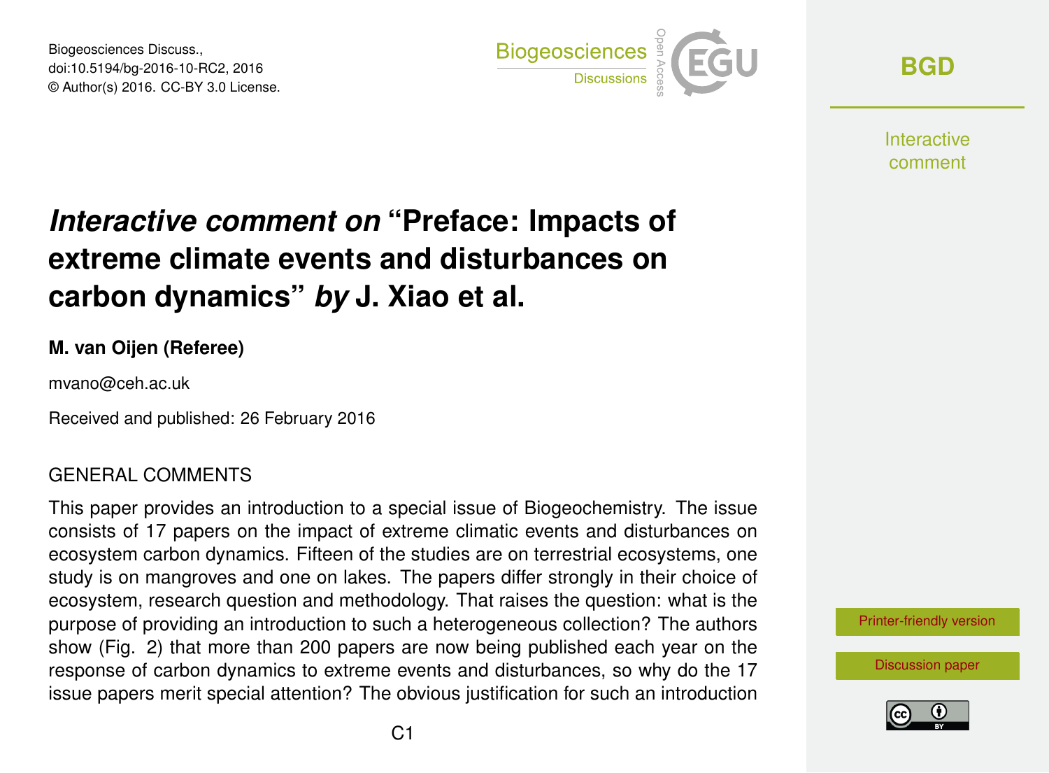# *Interactive comment on* "Preface: Impacts of extreme climate events and disturbances on carbon dynamics" *by* J. Xiao et al.

**M. van Oijen (Referee)**

mvano@ceh.ac.uk

Received and published: 26 February 2016

## GENERAL COMMENTS

This paper provides an introduction to a special issue of Biogeochemistry. The issue consists of 17 papers on the impact of extreme climatic events and disturbances on ecosystem carbon dynamics. Fifteen of the studies are on terrestrial ecosystems, one study is on mangroves and one on lakes. The papers differ strongly in their choice of ecosystem, research question and methodology. That raises the question: what is the purpose of providing an introduction to such a heterogeneous collection? The authors show (Fig. 2) that more than 200 papers are now being published each year on the response of carbon dynamics to extreme events and disturbances, so why do the 17 issue papers merit special attention? The obvious justification for such an introduction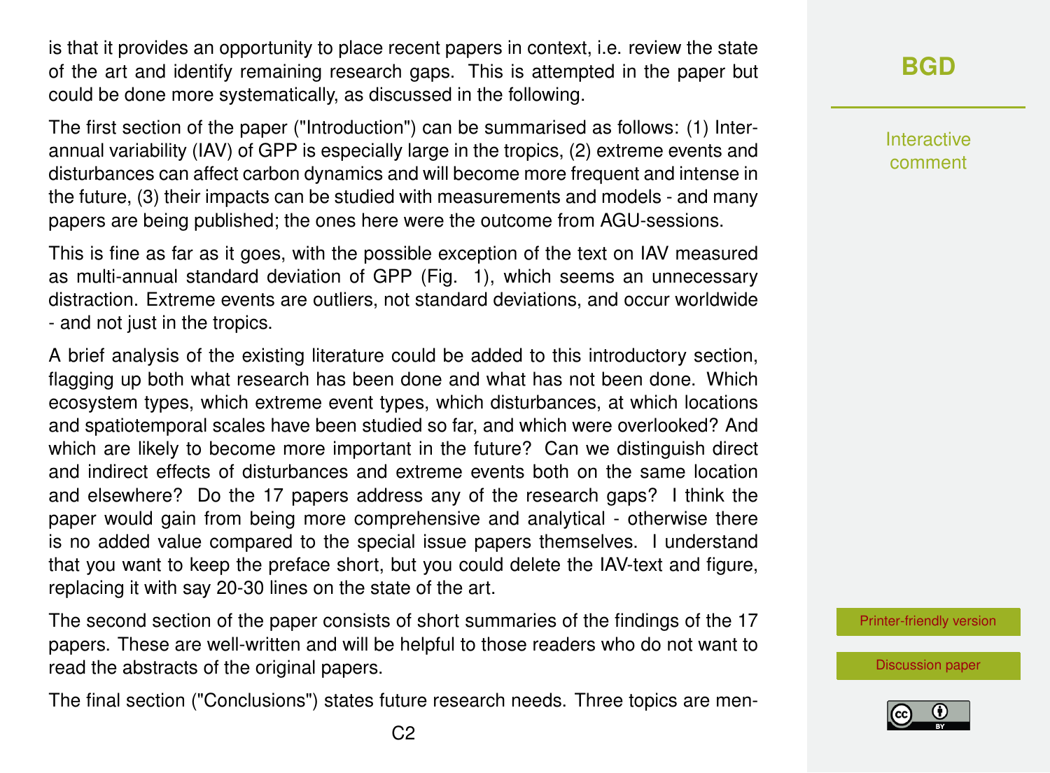is that it provides an opportunity to place recent papers in context, i.e. review the state of the art and identify remaining research gaps. This is attempted in the paper but could be done more systematically, as discussed in the following.

The first section of the paper ("Introduction") can be summarised as follows: (1) Interannual variability (IAV) of GPP is especially large in the tropics, (2) extreme events and disturbances can affect carbon dynamics and will become more frequent and intense in the future, (3) their impacts can be studied with measurements and models - and many papers are being published; the ones here were the outcome from AGU-sessions.

This is fine as far as it goes, with the possible exception of the text on IAV measured as multi-annual standard deviation of GPP (Fig. 1), which seems an unnecessary distraction. Extreme events are outliers, not standard deviations, and occur worldwide - and not just in the tropics.

A brief analysis of the existing literature could be added to this introductory section, flagging up both what research has been done and what has not been done. Which ecosystem types, which extreme event types, which disturbances, at which locations and spatiotemporal scales have been studied so far, and which were overlooked? And which are likely to become more important in the future? Can we distinguish direct and indirect effects of disturbances and extreme events both on the same location and elsewhere? Do the 17 papers address any of the research gaps? I think the paper would gain from being more comprehensive and analytical - otherwise there is no added value compared to the special issue papers themselves. I understand that you want to keep the preface short, but you could delete the IAV-text and figure, replacing it with say 20-30 lines on the state of the art.

The second section of the paper consists of short summaries of the findings of the 17 papers. These are well-written and will be helpful to those readers who do not want to read the abstracts of the original papers.

The final section ("Conclusions") states future research needs. Three topics are men-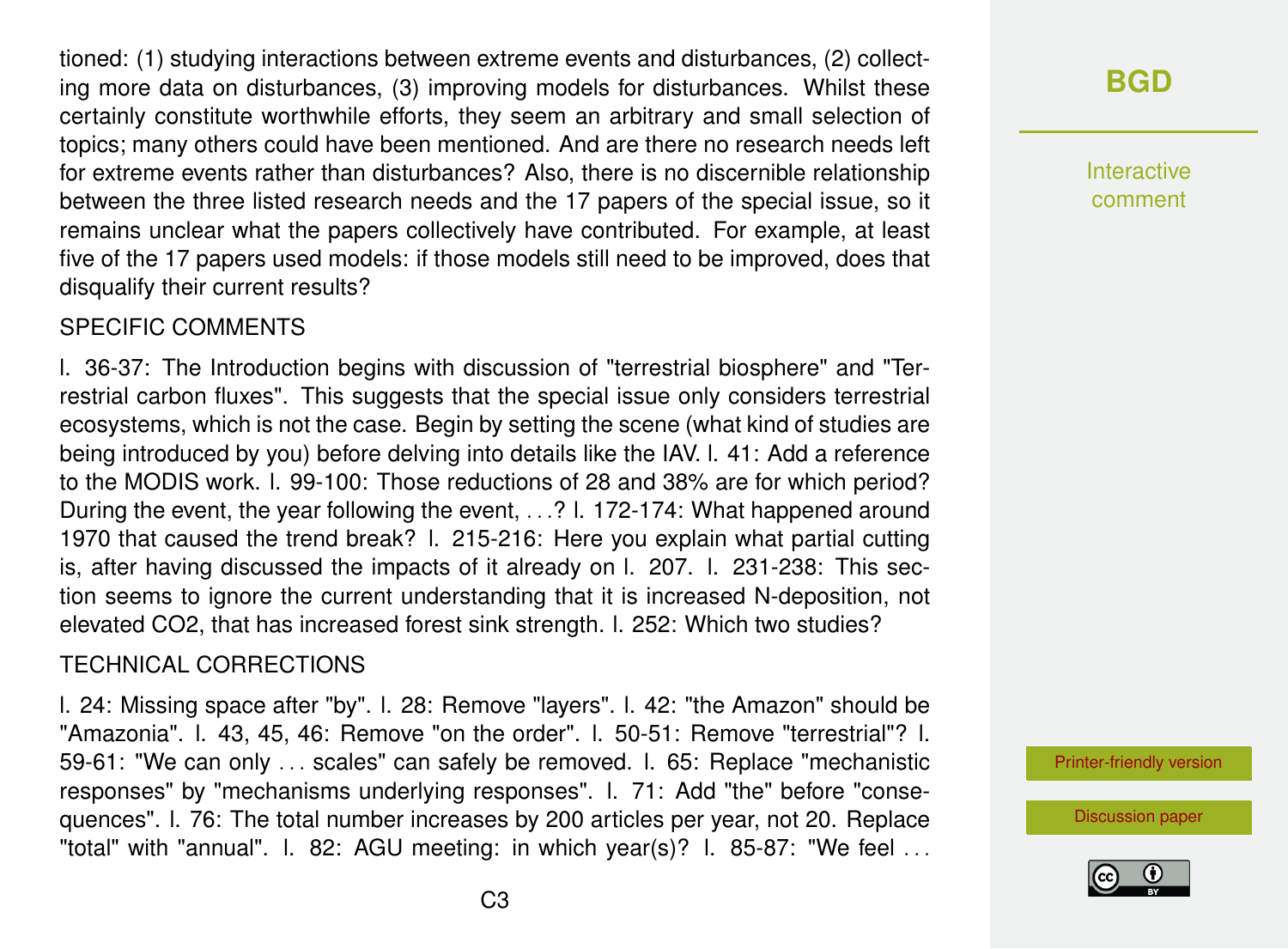tioned: (1) studying interactions between extreme events and disturbances, (2) collecting more data on disturbances, (3) improving models for disturbances. Whilst these certainly constitute worthwhile efforts, they seem an arbitrary and small selection of topics; many others could have been mentioned. And are there no research needs left for extreme events rather than disturbances? Also, there is no discernible relationship between the three listed research needs and the 17 papers of the special issue, so it remains unclear what the papers collectively have contributed. For example, at least five of the 17 papers used models: if those models still need to be improved, does that disqualify their current results?

SPECIFIC COMMENTS

l. 36-37: The Introduction begins with discussion of "terrestrial biosphere" and "Terrestrial carbon fluxes". This suggests that the special issue only considers terrestrial ecosystems, which is not the case. Begin by setting the scene (what kind of studies are being introduced by you) before delving into details like the IAV. l. 41: Add a reference to the MODIS work. l. 99-100: Those reductions of 28 and 38% are for which period? During the event, the year following the event, . . .? l. 172-174: What happened around 1970 that caused the trend break? l. 215-216: Here you explain what partial cutting is, after having discussed the impacts of it already on l. 207. l. 231-238: This section seems to ignore the current understanding that it is increased N-deposition, not elevated CO2, that has increased forest sink strength. l. 252: Which two studies?

TECHNICAL CORRECTIONS

l. 24: Missing space after "by". l. 28: Remove "layers". l. 42: "the Amazon" should be "Amazonia". l. 43, 45, 46: Remove "on the order". l. 50-51: Remove "terrestrial"? l. 59-61: "We can only . . . scales" can safely be removed. l. 65: Replace "mechanistic responses" by "mechanisms underlying responses". l. 71: Add "the" before "consequences". l. 76: The total number increases by 200 articles per year, not 20. Replace "total" with "annual". l. 82: AGU meeting: in which year(s)? l. 85-87: "We feel . . .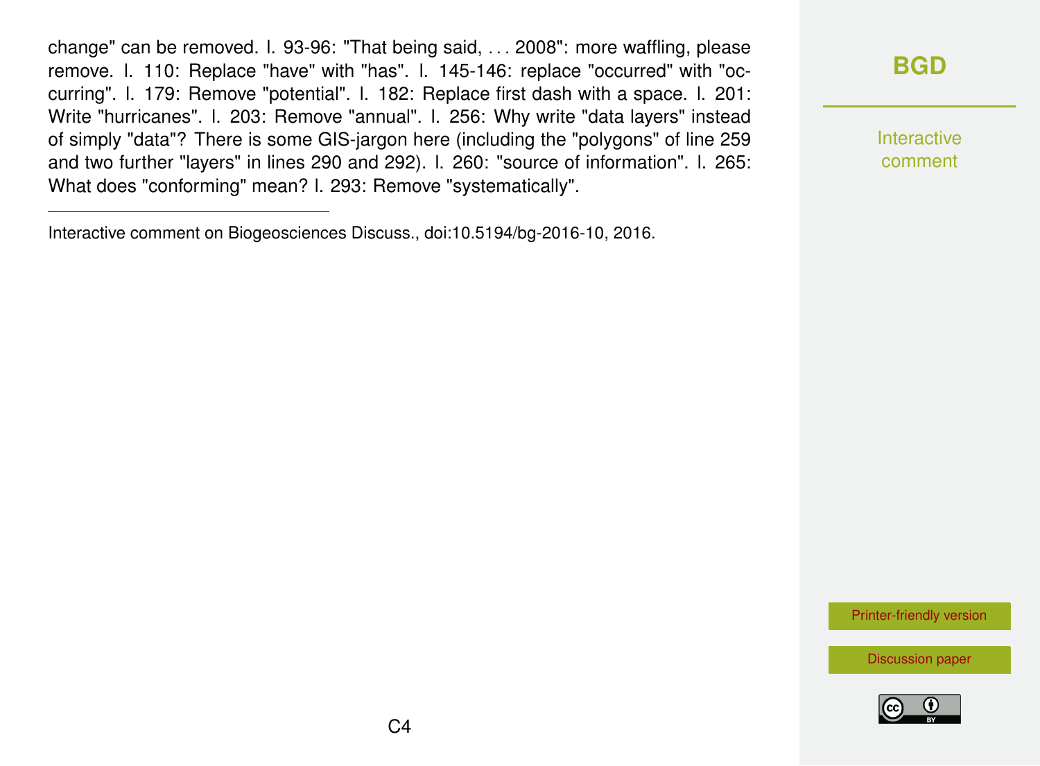change" can be removed. l. 93-96: "That being said, . . . 2008": more waffling, please remove. l. 110: Replace "have" with "has". l. 145-146: replace "occurred" with "occurring". l. 179: Remove "potential". l. 182: Replace first dash with a space. l. 201: Write "hurricanes". l. 203: Remove "annual". l. 256: Why write "data layers" instead of simply "data"? There is some GIS-jargon here (including the "polygons" of line 259 and two further "layers" in lines 290 and 292). l. 260: "source of information". l. 265: What does "conforming" mean? l. 293: Remove "systematically".

---

Interactive comment on Biogeosciences Discuss., doi:10.5194/bg-2016-10, 2016.